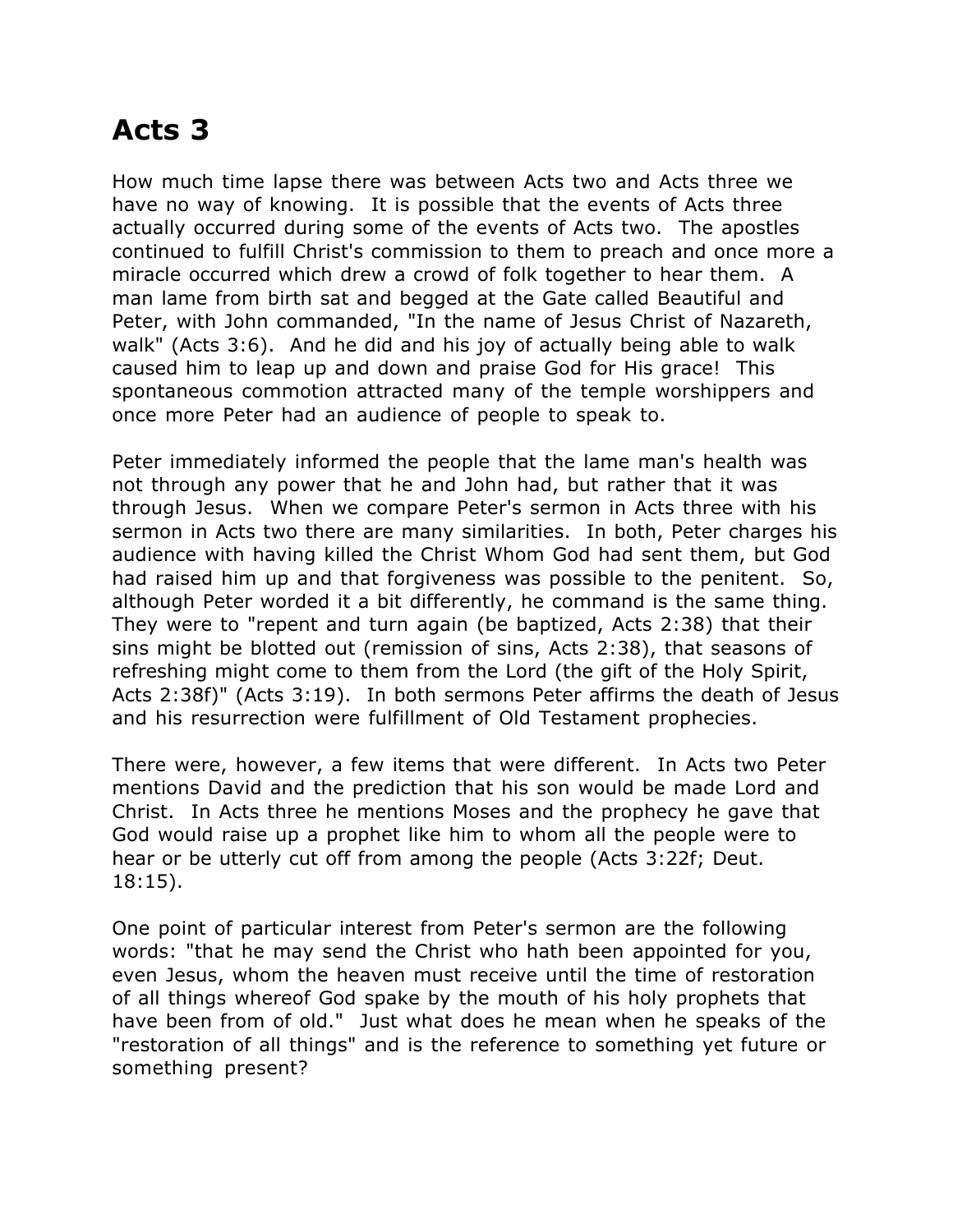# Acts 3

How much time lapse there was between Acts two and Acts three we have no way of knowing. It is possible that the events of Acts three actually occurred during some of the events of Acts two. The apostles continued to fulfill Christ's commission to them to preach and once more a miracle occurred which drew a crowd of folk together to hear them. A man lame from birth sat and begged at the Gate called Beautiful and Peter, with John commanded, "In the name of Jesus Christ of Nazareth, walk" (Acts 3:6). And he did and his joy of actually being able to walk caused him to leap up and down and praise God for His grace! This spontaneous commotion attracted many of the temple worshippers and once more Peter had an audience of people to speak to.

Peter immediately informed the people that the lame man's health was not through any power that he and John had, but rather that it was through Jesus. When we compare Peter's sermon in Acts three with his sermon in Acts two there are many similarities. In both, Peter charges his audience with having killed the Christ Whom God had sent them, but God had raised him up and that forgiveness was possible to the penitent. So, although Peter worded it a bit differently, he command is the same thing. They were to "repent and turn again (be baptized, Acts 2:38) that their sins might be blotted out (remission of sins, Acts 2:38), that seasons of refreshing might come to them from the Lord (the gift of the Holy Spirit, Acts 2:38f)" (Acts 3:19). In both sermons Peter affirms the death of Jesus and his resurrection were fulfillment of Old Testament prophecies.

There were, however, a few items that were different. In Acts two Peter mentions David and the prediction that his son would be made Lord and Christ. In Acts three he mentions Moses and the prophecy he gave that God would raise up a prophet like him to whom all the people were to hear or be utterly cut off from among the people (Acts 3:22f; Deut. 18:15).

One point of particular interest from Peter's sermon are the following words: "that he may send the Christ who hath been appointed for you, even Jesus, whom the heaven must receive until the time of restoration of all things whereof God spake by the mouth of his holy prophets that have been from of old." Just what does he mean when he speaks of the "restoration of all things" and is the reference to something yet future or something present?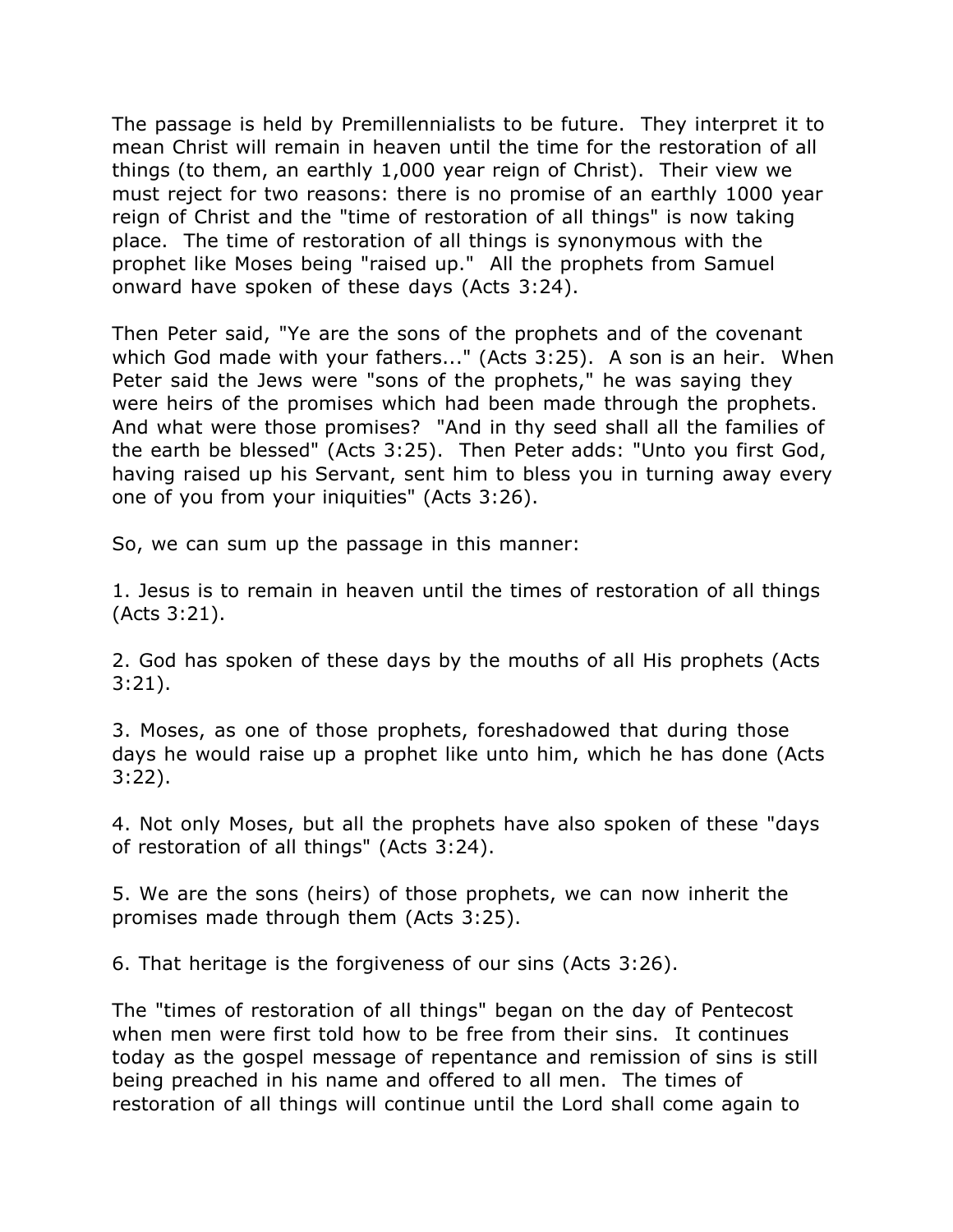The passage is held by Premillennialists to be future. They interpret it to mean Christ will remain in heaven until the time for the restoration of all things (to them, an earthly 1,000 year reign of Christ). Their view we must reject for two reasons: there is no promise of an earthly 1000 year reign of Christ and the "time of restoration of all things" is now taking place. The time of restoration of all things is synonymous with the prophet like Moses being "raised up." All the prophets from Samuel onward have spoken of these days (Acts 3:24).

Then Peter said, "Ye are the sons of the prophets and of the covenant which God made with your fathers..." (Acts 3:25). A son is an heir. When Peter said the Jews were "sons of the prophets," he was saying they were heirs of the promises which had been made through the prophets. And what were those promises? "And in thy seed shall all the families of the earth be blessed" (Acts 3:25). Then Peter adds: "Unto you first God, having raised up his Servant, sent him to bless you in turning away every one of you from your iniquities" (Acts 3:26).

So, we can sum up the passage in this manner:

1. Jesus is to remain in heaven until the times of restoration of all things (Acts 3:21).

2. God has spoken of these days by the mouths of all His prophets (Acts 3:21).

3. Moses, as one of those prophets, foreshadowed that during those days he would raise up a prophet like unto him, which he has done (Acts 3:22).

4. Not only Moses, but all the prophets have also spoken of these "days of restoration of all things" (Acts 3:24).

5. We are the sons (heirs) of those prophets, we can now inherit the promises made through them (Acts 3:25).

6. That heritage is the forgiveness of our sins (Acts 3:26).

The "times of restoration of all things" began on the day of Pentecost when men were first told how to be free from their sins. It continues today as the gospel message of repentance and remission of sins is still being preached in his name and offered to all men. The times of restoration of all things will continue until the Lord shall come again to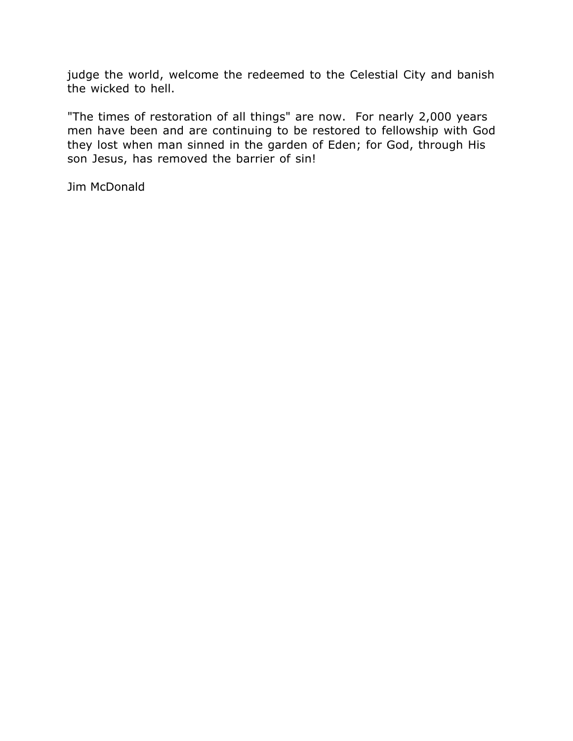judge the world, welcome the redeemed to the Celestial City and banish the wicked to hell.

"The times of restoration of all things" are now. For nearly 2,000 years men have been and are continuing to be restored to fellowship with God they lost when man sinned in the garden of Eden; for God, through His son Jesus, has removed the barrier of sin!

Jim McDonald